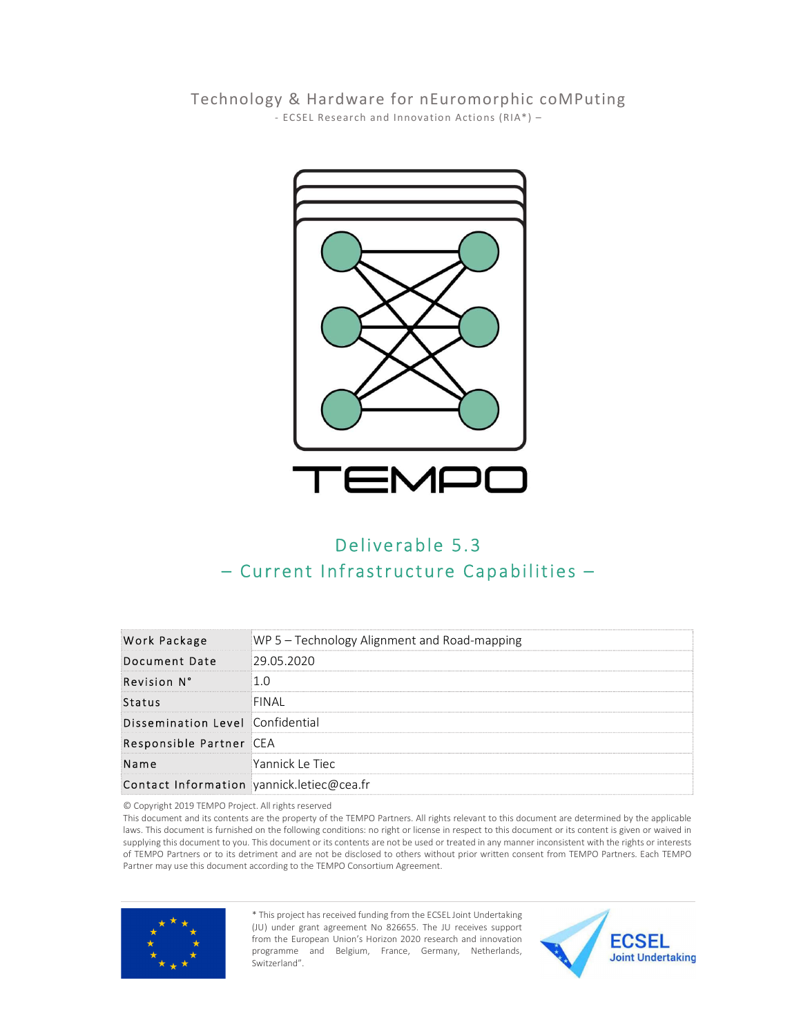Technology & Hardware for nEuromorphic coMPuting

\- ECSEL Research and Innovation Actions (RIA*) –

TEMPO

# Deliverable 5.3

## – Current Infrastructure Capabilities –

| | |
|---|---|
| Work Package | WP 5 – Technology Alignment and Road-mapping |
| Document Date | 29.05.2020 |
| Revision N° | 1.0 |
| Status | FINAL |
| Dissemination Level | Confidential |
| Responsible Partner | CEA |
| Name | Yannick Le Tiec |
| Contact Information | yannick.letiec@cea.fr |

© Copyright 2019 TEMPO Project. All rights reserved

This document and its contents are the property of the TEMPO Partners. All rights relevant to this document are determined by the applicable laws. This document is furnished on the following conditions: no right or license in respect to this document or its content is given or waived in supplying this document to you. This document or its contents are not be used or treated in any manner inconsistent with the rights or interests of TEMPO Partners or to its detriment and are not be disclosed to others without prior written consent from TEMPO Partners. Each TEMPO Partner may use this document according to the TEMPO Consortium Agreement.

\* This project has received funding from the ECSEL Joint Undertaking (JU) under grant agreement No 826655. The JU receives support from the European Union's Horizon 2020 research and innovation programme and Belgium, France, Germany, Netherlands, Switzerland".

ECSEL Joint Undertaking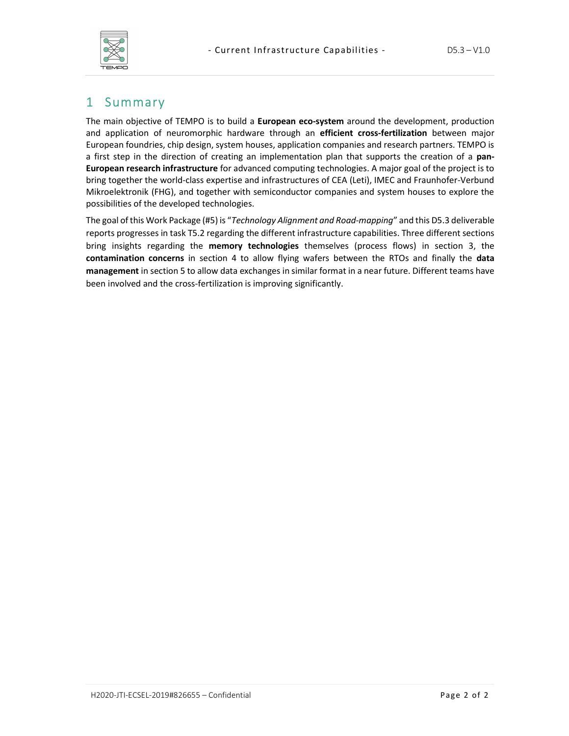# 1 Summary

The main objective of TEMPO is to build a **European eco-system** around the development, production and application of neuromorphic hardware through an **efficient cross-fertilization** between major European foundries, chip design, system houses, application companies and research partners. TEMPO is a first step in the direction of creating an implementation plan that supports the creation of a **pan-European research infrastructure** for advanced computing technologies. A major goal of the project is to bring together the world-class expertise and infrastructures of CEA (Leti), IMEC and Fraunhofer-Verbund Mikroelektronik (FHG), and together with semiconductor companies and system houses to explore the possibilities of the developed technologies.

The goal of this Work Package (#5) is "*Technology Alignment and Road-mapping*" and this D5.3 deliverable reports progresses in task T5.2 regarding the different infrastructure capabilities. Three different sections bring insights regarding the **memory technologies** themselves (process flows) in section 3, the **contamination concerns** in section 4 to allow flying wafers between the RTOs and finally the **data management** in section 5 to allow data exchanges in similar format in a near future. Different teams have been involved and the cross-fertilization is improving significantly.